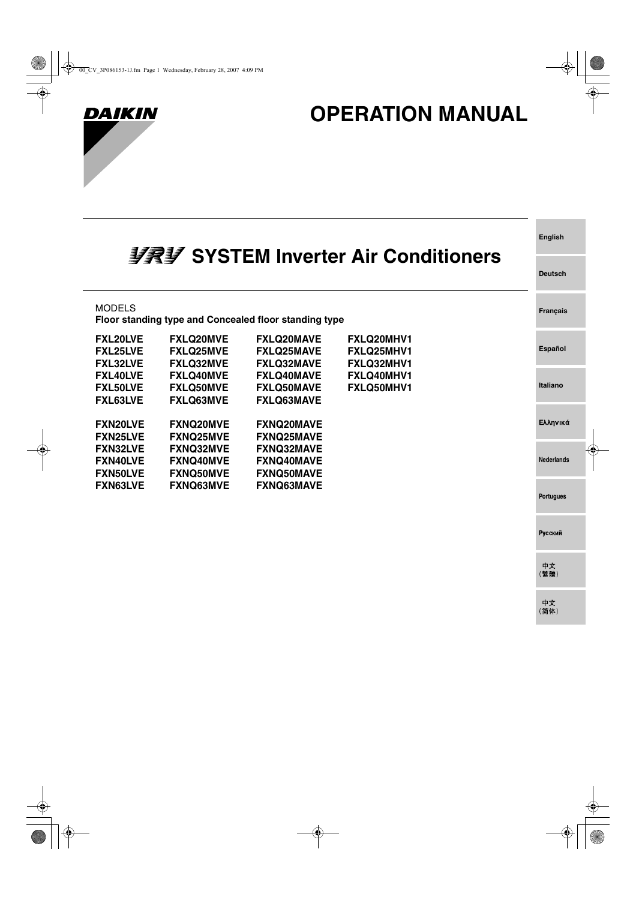DAIKIN

# OPERATION MANUAL

## VRV SYSTEM Inverter Air Conditioners

MODELS
**Floor standing type and Concealed floor standing type**

| | | | |
|---|---|---|---|
| **FXL20LVE** | **FXLQ20MVE** | **FXLQ20MAVE** | **FXLQ20MHV1** |
| **FXL25LVE** | **FXLQ25MVE** | **FXLQ25MAVE** | **FXLQ25MHV1** |
| **FXL32LVE** | **FXLQ32MVE** | **FXLQ32MAVE** | **FXLQ32MHV1** |
| **FXL40LVE** | **FXLQ40MVE** | **FXLQ40MAVE** | **FXLQ40MHV1** |
| **FXL50LVE** | **FXLQ50MVE** | **FXLQ50MAVE** | **FXLQ50MHV1** |
| **FXL63LVE** | **FXLQ63MVE** | **FXLQ63MAVE** | |
| **FXN20LVE** | **FXNQ20MVE** | **FXNQ20MAVE** | |
| **FXN25LVE** | **FXNQ25MVE** | **FXNQ25MAVE** | |
| **FXN32LVE** | **FXNQ32MVE** | **FXNQ32MAVE** | |
| **FXN40LVE** | **FXNQ40MVE** | **FXNQ40MAVE** | |
| **FXN50LVE** | **FXNQ50MVE** | **FXNQ50MAVE** | |
| **FXN63LVE** | **FXNQ63MVE** | **FXNQ63MAVE** | |

English
Deutsch
Français
Español
Italiano
Ελληνικά
Nederlands
Portugues
Русский
中文（繁體）
中文（简体）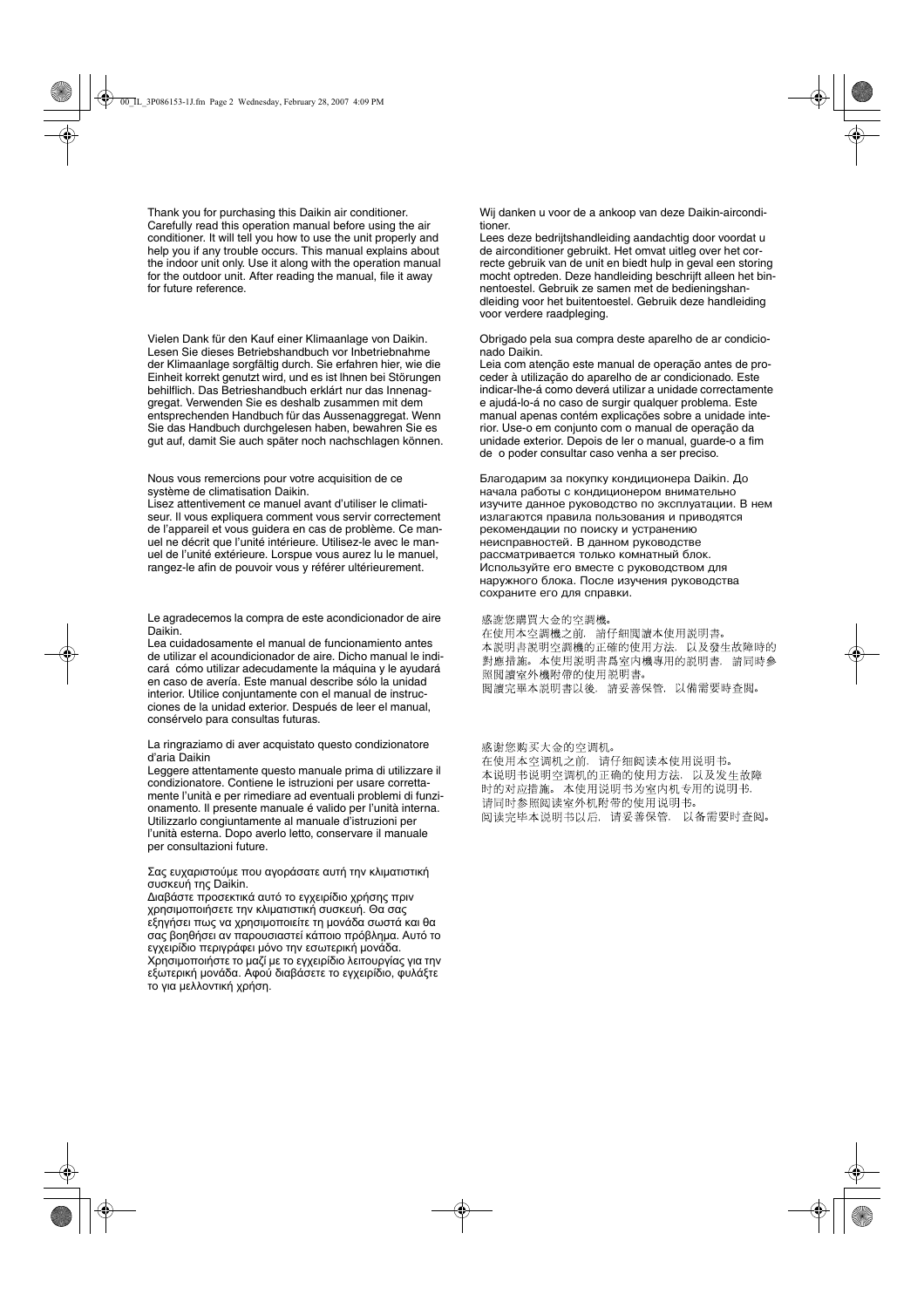Thank you for purchasing this Daikin air conditioner. Carefully read this operation manual before using the air conditioner. It will tell you how to use the unit properly and help you if any trouble occurs. This manual explains about the indoor unit only. Use it along with the operation manual for the outdoor unit. After reading the manual, file it away for future reference.

Vielen Dank für den Kauf einer Klimaanlage von Daikin. Lesen Sie dieses Betriebshandbuch vor Inbetriebnahme der Klimaanlage sorgfältig durch. Sie erfahren hier, wie die Einheit korrekt genutzt wird, und es ist Ihnen bei Störungen behilflich. Das Betriebshandbuch erklärt nur das Innenaggregat. Verwenden Sie es deshalb zusammen mit dem entsprechenden Handbuch für das Aussenaggregat. Wenn Sie das Handbuch durchgelesen haben, bewahren Sie es gut auf, damit Sie auch später noch nachschlagen können.

Nous vous remercions pour votre acquisition de ce système de climatisation Daikin.
Lisez attentivement ce manuel avant d'utiliser le climatiseur. Il vous expliquera comment vous servir correctement de l'appareil et vous guidera en cas de problème. Ce manuel ne décrit que l'unité intérieure. Utilisez-le avec le manuel de l'unité extérieure. Lorspue vous aurez lu le manuel, rangez-le afin de pouvoir vous y référer ultérieurement.

Le agradecemos la compra de este acondicionador de aire Daikin.
Lea cuidadosamente el manual de funcionamiento antes de utilizar el acoundicionador de aire. Dicho manual le indicará cómo utilizar adecudamente la máquina y le ayudará en caso de avería. Este manual describe sólo la unidad interior. Utilice conjuntamente con el manual de instrucciones de la unidad exterior. Después de leer el manual, consérvelo para consultas futuras.

La ringraziamo di aver acquistato questo condizionatore d'aria Daikin
Leggere attentamente questo manuale prima di utilizzare il condizionatore. Contiene le istruzioni per usare correttamente l'unità e per rimediare ad eventuali problemi di funzionamento. Il presente manuale é valido per l'unità interna. Utilizzarlo congiuntamente al manuale d'istruzioni per l'unità esterna. Dopo averlo letto, conservare il manuale per consultazioni future.

Σας ευχαριστούμε που αγοράσατε αυτή την κλιματιστική συσκευή της Daikin.
Διαβάστε προσεκτικά αυτό το εγχειρίδιο χρήσης πριν χρησιμοποιήσετε την κλιματιστική συσκευή. Θα σας εξηγήσει πως να χρησιμοποιείτε τη μονάδα σωστά και θα σας βοηθήσει αν παρουσιαστεί κάποιο πρόβλημα. Αυτό το εγχειρίδιο περιγράφει μόνο την εσωτερική μονάδα. Χρησιμοποιήστε το μαζί με το εγχειρίδιο λειτουργίας για την εξωτερική μονάδα. Αφού διαβάσετε το εγχειρίδιο, φυλάξτε το για μελλοντική χρήση.

Wij danken u voor de a ankoop van deze Daikin-airconditioner.
Lees deze bedrijtshandleiding aandachtig door voordat u de airconditioner gebruikt. Het omvat uitleg over het correcte gebruik van de unit en biedt hulp in geval een storing mocht optreden. Deze handleiding beschrijft alleen het binnentoestel. Gebruik ze samen met de bedieningshandleiding voor het buitentoestel. Gebruik deze handleiding voor verdere raadpleging.

Obrigado pela sua compra deste aparelho de ar condicionado Daikin.
Leia com atenção este manual de operação antes de proceder à utilização do aparelho de ar condicionado. Este indicar-lhe-á como deverá utilizar a unidade correctamente e ajudá-lo-á no caso de surgir qualquer problema. Este manual apenas contém explicações sobre a unidade interior. Use-o em conjunto com o manual de operação da unidade exterior. Depois de ler o manual, guarde-o a fim de o poder consultar caso venha a ser preciso.

Благодарим за покупку кондиционера Daikin. До начала работы с кондиционером внимательно изучите данное руководство по эксплуатации. В нем излагаются правила пользования и приводятся рекомендации по поиску и устранению неисправностей. В данном руководстве рассматривается только комнатный блок. Используйте его вместе с руководством для наружного блока. После изучения руководства сохраните его для справки.

感謝您購買大金的空調機。
在使用本空調機之前，請仔細閱讀本使用說明書。
本說明書說明空調機的正確的使用方法，以及發生故障時的對應措施。本使用說明書爲室內機專用的說明書，請同時參照閱讀室外機附帶的使用說明書。
閱讀完畢本說明書以後，請妥善保管，以備需要時查閱。

感谢您购买大金的空调机。
在使用本空调机之前，请仔细阅读本使用说明书。
本说明书说明空调机的正确的使用方法，以及发生故障时的对应措施。本使用说明书为室内机专用的说明书，请同时参照阅读室外机附带的使用说明书。
阅读完毕本说明书以后，请妥善保管，以备需要时查阅。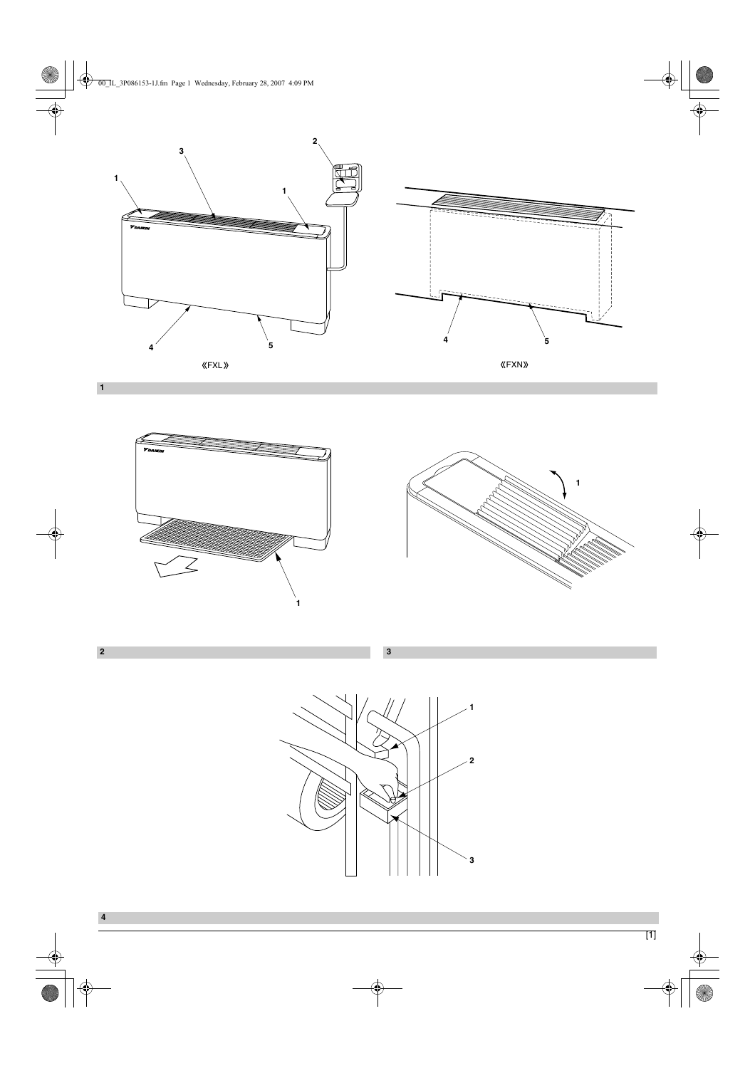《FXL》

《FXN》

1

2

3

4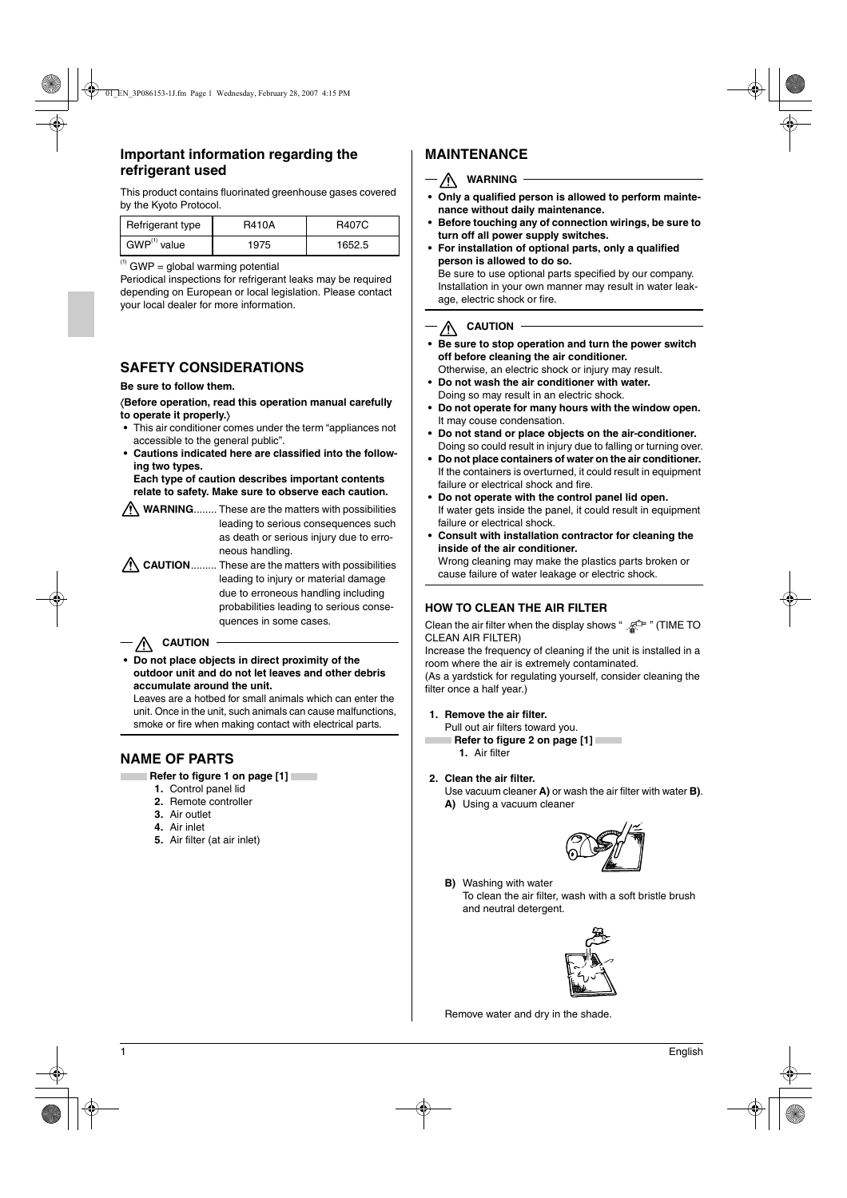## Important information regarding the refrigerant used

This product contains fluorinated greenhouse gases covered by the Kyoto Protocol.

| Refrigerant type | R410A | R407C |
|---|---|---|
| GWP[1] value | 1975 | 1652.5 |

[1] GWP = global warming potential

Periodical inspections for refrigerant leaks may be required depending on European or local legislation. Please contact your local dealer for more information.

## SAFETY CONSIDERATIONS

**Be sure to follow them.**

**〈Before operation, read this operation manual carefully to operate it properly.〉**

- This air conditioner comes under the term "appliances not accessible to the general public".
- **Cautions indicated here are classified into the following two types.**
  **Each type of caution describes important contents relate to safety. Make sure to observe each caution.**

⚠ **WARNING**........ These are the matters with possibilities leading to serious consequences such as death or serious injury due to erroneous handling.

⚠ **CAUTION**......... These are the matters with possibilities leading to injury or material damage due to erroneous handling including probabilities leading to serious consequences in some cases.

⚠ **CAUTION**

- **Do not place objects in direct proximity of the outdoor unit and do not let leaves and other debris accumulate around the unit.**
  Leaves are a hotbed for small animals which can enter the unit. Once in the unit, such animals can cause malfunctions, smoke or fire when making contact with electrical parts.

## NAME OF PARTS

**Refer to figure 1 on page [1]**

1. Control panel lid
2. Remote controller
3. Air outlet
4. Air inlet
5. Air filter (at air inlet)

## MAINTENANCE

⚠ **WARNING**

- **Only a qualified person is allowed to perform maintenance without daily maintenance.**
- **Before touching any of connection wirings, be sure to turn off all power supply switches.**
- **For installation of optional parts, only a qualified person is allowed to do so.**
  Be sure to use optional parts specified by our company. Installation in your own manner may result in water leakage, electric shock or fire.

⚠ **CAUTION**

- **Be sure to stop operation and turn the power switch off before cleaning the air conditioner.**
  Otherwise, an electric shock or injury may result.
- **Do not wash the air conditioner with water.**
  Doing so may result in an electric shock.
- **Do not operate for many hours with the window open.**
  It may couse condensation.
- **Do not stand or place objects on the air-conditioner.**
  Doing so could result in injury due to falling or turning over.
- **Do not place containers of water on the air conditioner.**
  If the containers is overturned, it could result in equipment failure or electrical shock and fire.
- **Do not operate with the control panel lid open.**
  If water gets inside the panel, it could result in equipment failure or electrical shock.
- **Consult with installation contractor for cleaning the inside of the air conditioner.**
  Wrong cleaning may make the plastics parts broken or cause failure of water leakage or electric shock.

### HOW TO CLEAN THE AIR FILTER

Clean the air filter when the display shows " " (TIME TO CLEAN AIR FILTER)

Increase the frequency of cleaning if the unit is installed in a room where the air is extremely contaminated.

(As a yardstick for regulating yourself, consider cleaning the filter once a half year.)

1. **Remove the air filter.**
   Pull out air filters toward you.
   **Refer to figure 2 on page [1]**
   1. Air filter

2. **Clean the air filter.**
   Use vacuum cleaner **A)** or wash the air filter with water **B)**.
   **A)** Using a vacuum cleaner
   **B)** Washing with water
   To clean the air filter, wash with a soft bristle brush and neutral detergent.

   Remove water and dry in the shade.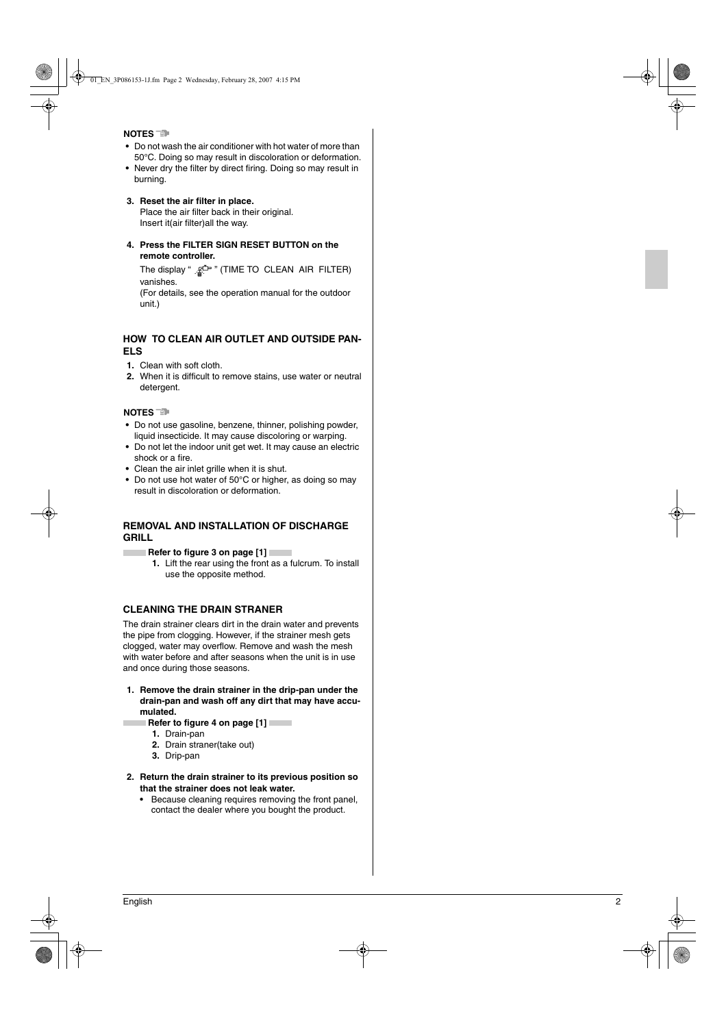**NOTES**

- Do not wash the air conditioner with hot water of more than 50°C. Doing so may result in discoloration or deformation.
- Never dry the filter by direct firing. Doing so may result in burning.

**3. Reset the air filter in place.**
Place the air filter back in their original.
Insert it(air filter)all the way.

**4. Press the FILTER SIGN RESET BUTTON on the remote controller.**
The display " " (TIME TO CLEAN AIR FILTER) vanishes.
(For details, see the operation manual for the outdoor unit.)

### HOW TO CLEAN AIR OUTLET AND OUTSIDE PANELS

1. Clean with soft cloth.
2. When it is difficult to remove stains, use water or neutral detergent.

**NOTES**

- Do not use gasoline, benzene, thinner, polishing powder, liquid insecticide. It may cause discoloring or warping.
- Do not let the indoor unit get wet. It may cause an electric shock or a fire.
- Clean the air inlet grille when it is shut.
- Do not use hot water of 50°C or higher, as doing so may result in discoloration or deformation.

### REMOVAL AND INSTALLATION OF DISCHARGE GRILL

**Refer to figure 3 on page [1]**

1. Lift the rear using the front as a fulcrum. To install use the opposite method.

### CLEANING THE DRAIN STRANER

The drain strainer clears dirt in the drain water and prevents the pipe from clogging. However, if the strainer mesh gets clogged, water may overflow. Remove and wash the mesh with water before and after seasons when the unit is in use and once during those seasons.

**1. Remove the drain strainer in the drip-pan under the drain-pan and wash off any dirt that may have accumulated.**

**Refer to figure 4 on page [1]**

1. Drain-pan
2. Drain straner(take out)
3. Drip-pan

**2. Return the drain strainer to its previous position so that the strainer does not leak water.**

- Because cleaning requires removing the front panel, contact the dealer where you bought the product.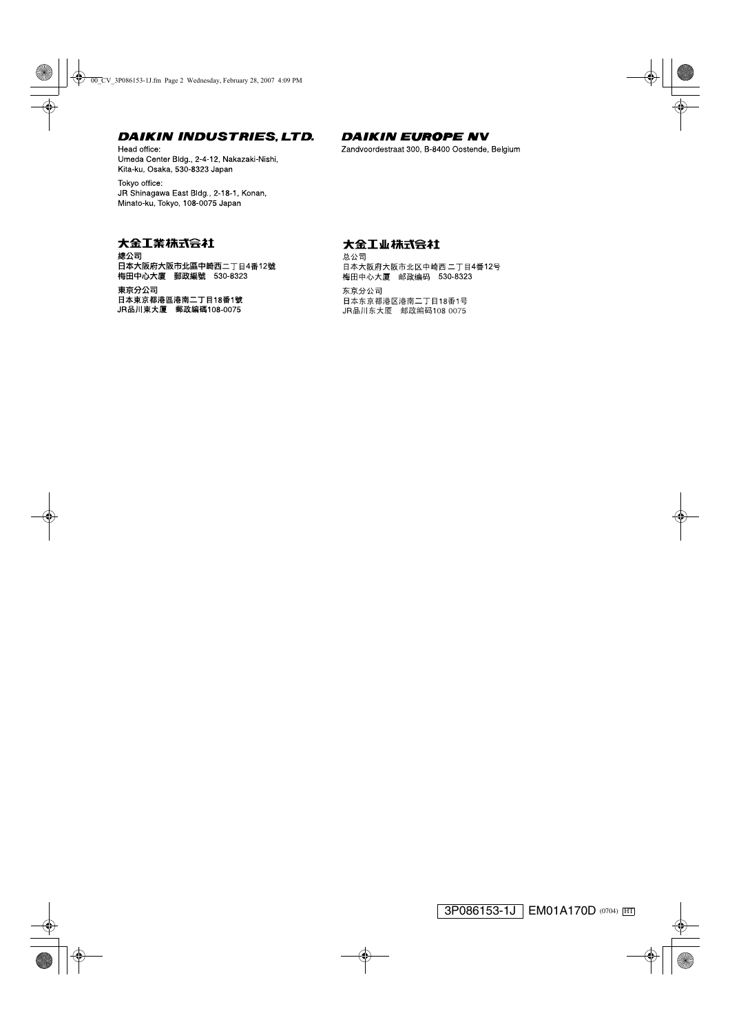**DAIKIN INDUSTRIES, LTD.**

Head office:
Umeda Center Bldg., 2-4-12, Nakazaki-Nishi,
Kita-ku, Osaka, 530-8323 Japan

Tokyo office:
JR Shinagawa East Bldg., 2-18-1, Konan,
Minato-ku, Tokyo, 108-0075 Japan

**DAIKIN EUROPE NV**

Zandvoordestraat 300, B-8400 Oostende, Belgium

**大金工業株式会社**

總公司
日本大阪府大阪市北區中崎西二丁目4番12號
梅田中心大厦　郵政編號　530-8323

東京分公司
日本東京都港區港南二丁目18番1號
JR品川東大厦　郵政編碼108-0075

**大金工业株式会社**

总公司
日本大阪府大阪市北区中崎西 二丁目4番12号
梅田中心大厦　邮政编码　530-8323

东京分公司
日本东京都港区港南二丁目18番1号
JR品川东大厦　邮政编码108 0075

3P086153-1J　EM01A170D (0704) HT